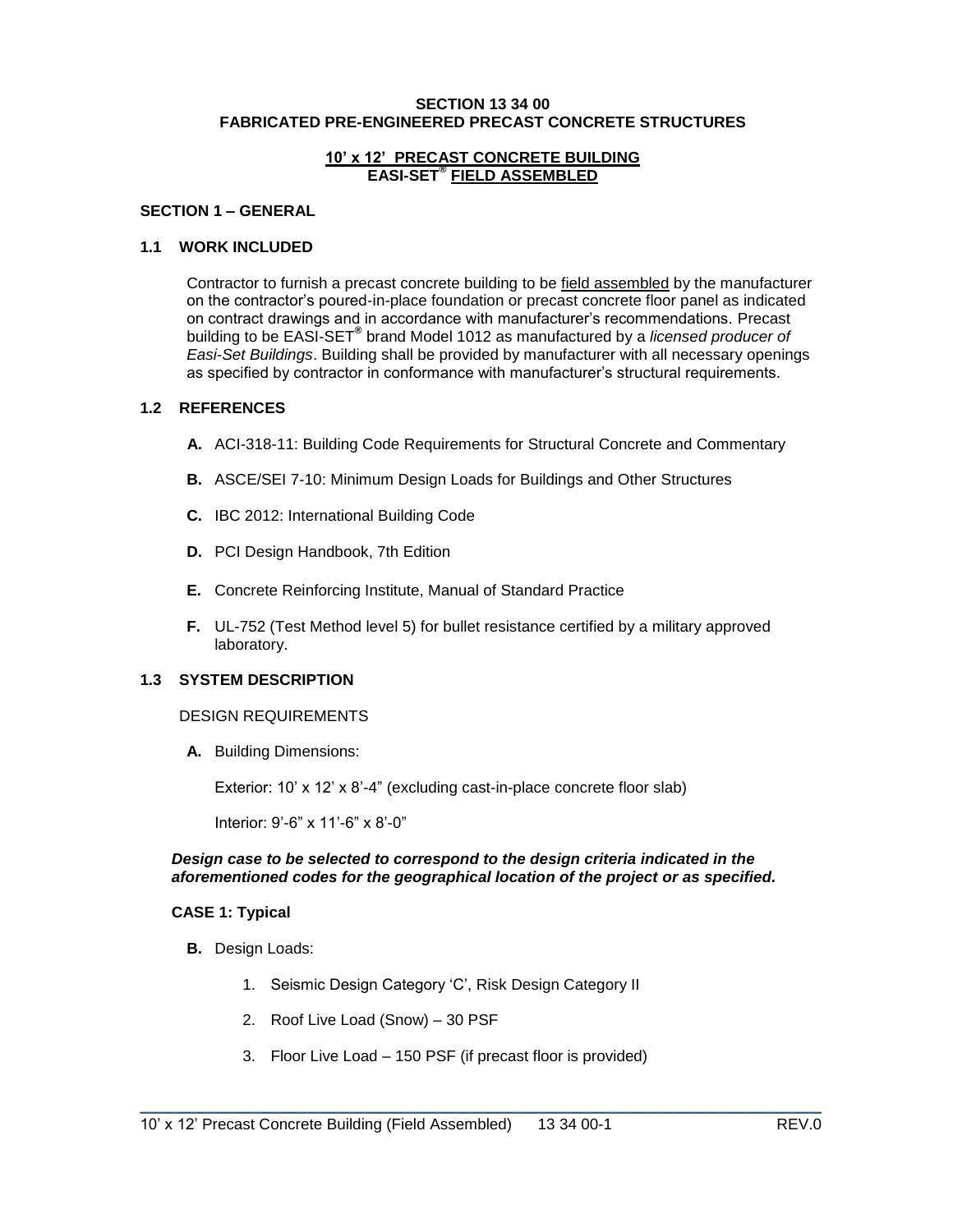**SECTION 13 34 00**
**FABRICATED PRE-ENGINEERED PRECAST CONCRETE STRUCTURES**

**10' x 12' PRECAST CONCRETE BUILDING**
**EASI-SET® FIELD ASSEMBLED**

## SECTION 1 – GENERAL

### 1.1 WORK INCLUDED

Contractor to furnish a precast concrete building to be field assembled by the manufacturer on the contractor's poured-in-place foundation or precast concrete floor panel as indicated on contract drawings and in accordance with manufacturer's recommendations. Precast building to be EASI-SET® brand Model 1012 as manufactured by a *licensed producer of Easi-Set Buildings*. Building shall be provided by manufacturer with all necessary openings as specified by contractor in conformance with manufacturer's structural requirements.

### 1.2 REFERENCES

**A.** ACI-318-11: Building Code Requirements for Structural Concrete and Commentary

**B.** ASCE/SEI 7-10: Minimum Design Loads for Buildings and Other Structures

**C.** IBC 2012: International Building Code

**D.** PCI Design Handbook, 7th Edition

**E.** Concrete Reinforcing Institute, Manual of Standard Practice

**F.** UL-752 (Test Method level 5) for bullet resistance certified by a military approved laboratory.

### 1.3 SYSTEM DESCRIPTION

DESIGN REQUIREMENTS

**A.** Building Dimensions:

Exterior: 10' x 12' x 8'-4" (excluding cast-in-place concrete floor slab)

Interior: 9'-6" x 11'-6" x 8'-0"

***Design case to be selected to correspond to the design criteria indicated in the aforementioned codes for the geographical location of the project or as specified.***

**CASE 1: Typical**

**B.** Design Loads:

1. Seismic Design Category 'C', Risk Design Category II
2. Roof Live Load (Snow) – 30 PSF
3. Floor Live Load – 150 PSF (if precast floor is provided)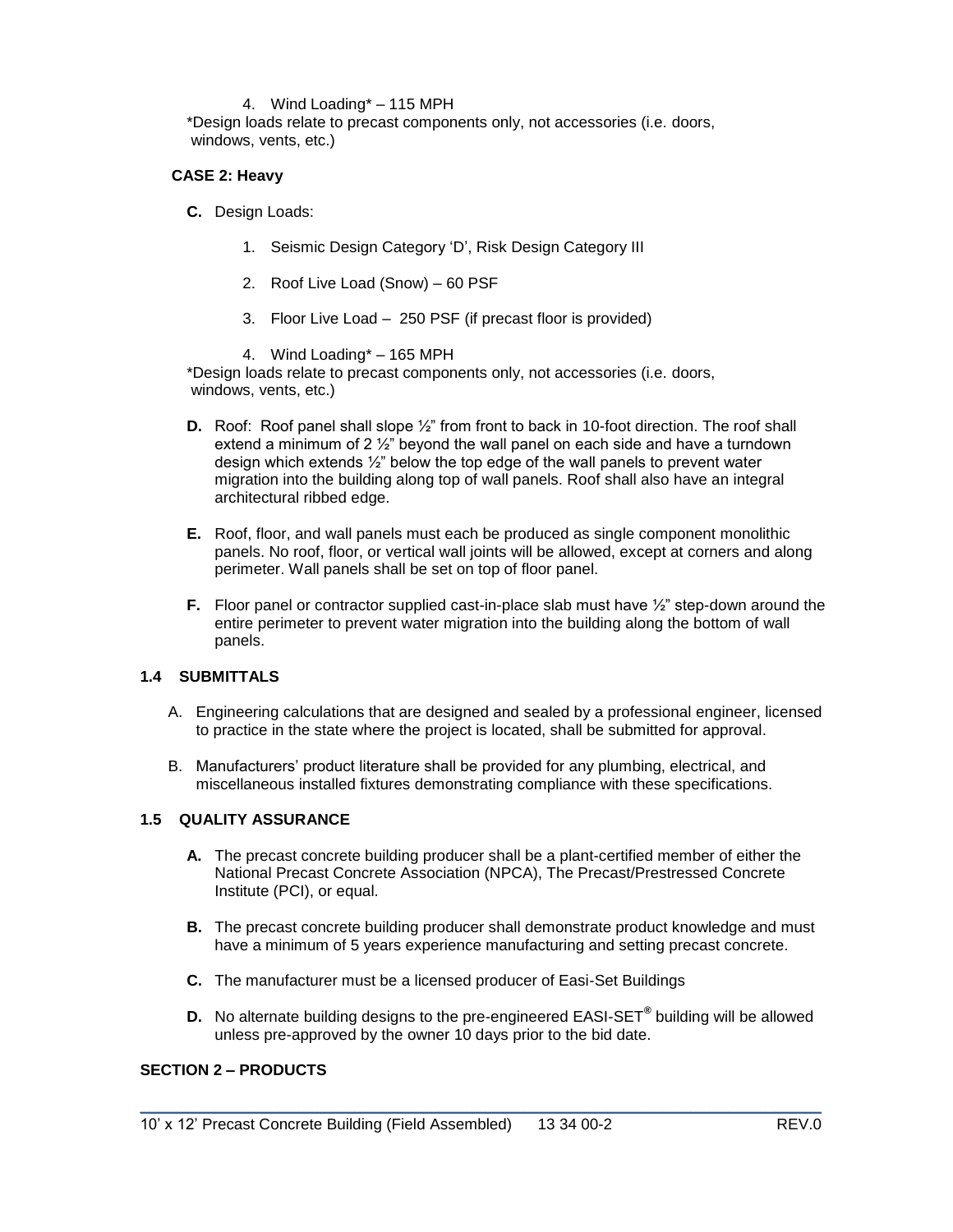4. Wind Loading* – 115 MPH

*Design loads relate to precast components only, not accessories (i.e. doors, windows, vents, etc.)

**CASE 2: Heavy**

**C.** Design Loads:

1. Seismic Design Category ‘D’, Risk Design Category III
2. Roof Live Load (Snow) – 60 PSF
3. Floor Live Load – 250 PSF (if precast floor is provided)
4. Wind Loading* – 165 MPH

*Design loads relate to precast components only, not accessories (i.e. doors, windows, vents, etc.)

**D.** Roof: Roof panel shall slope ½” from front to back in 10-foot direction. The roof shall extend a minimum of 2 ½” beyond the wall panel on each side and have a turndown design which extends ½” below the top edge of the wall panels to prevent water migration into the building along top of wall panels. Roof shall also have an integral architectural ribbed edge.

**E.** Roof, floor, and wall panels must each be produced as single component monolithic panels. No roof, floor, or vertical wall joints will be allowed, except at corners and along perimeter. Wall panels shall be set on top of floor panel.

**F.** Floor panel or contractor supplied cast-in-place slab must have ½” step-down around the entire perimeter to prevent water migration into the building along the bottom of wall panels.

## 1.4 SUBMITTALS

A. Engineering calculations that are designed and sealed by a professional engineer, licensed to practice in the state where the project is located, shall be submitted for approval.

B. Manufacturers’ product literature shall be provided for any plumbing, electrical, and miscellaneous installed fixtures demonstrating compliance with these specifications.

## 1.5 QUALITY ASSURANCE

**A.** The precast concrete building producer shall be a plant-certified member of either the National Precast Concrete Association (NPCA), The Precast/Prestressed Concrete Institute (PCI), or equal.

**B.** The precast concrete building producer shall demonstrate product knowledge and must have a minimum of 5 years experience manufacturing and setting precast concrete.

**C.** The manufacturer must be a licensed producer of Easi-Set Buildings

**D.** No alternate building designs to the pre-engineered EASI-SET® building will be allowed unless pre-approved by the owner 10 days prior to the bid date.

# SECTION 2 – PRODUCTS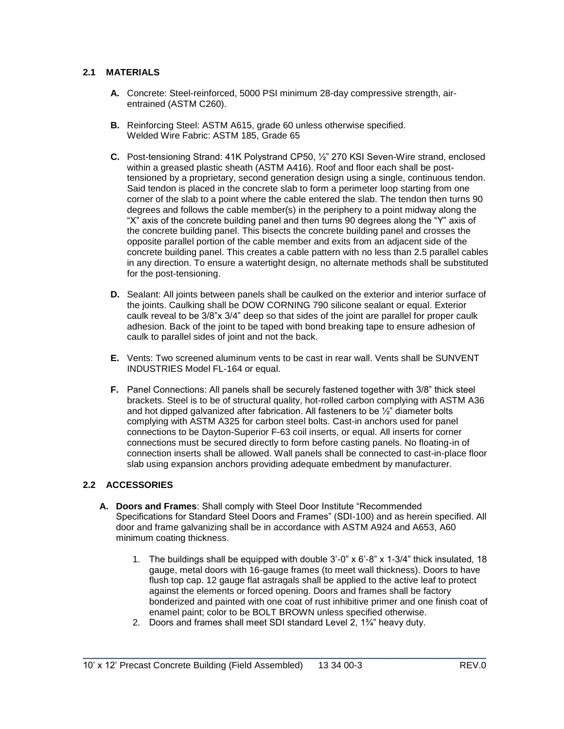## 2.1 MATERIALS

**A.** Concrete: Steel-reinforced, 5000 PSI minimum 28-day compressive strength, air-entrained (ASTM C260).

**B.** Reinforcing Steel: ASTM A615, grade 60 unless otherwise specified.
Welded Wire Fabric: ASTM 185, Grade 65

**C.** Post-tensioning Strand: 41K Polystrand CP50, ½" 270 KSI Seven-Wire strand, enclosed within a greased plastic sheath (ASTM A416). Roof and floor each shall be post-tensioned by a proprietary, second generation design using a single, continuous tendon. Said tendon is placed in the concrete slab to form a perimeter loop starting from one corner of the slab to a point where the cable entered the slab. The tendon then turns 90 degrees and follows the cable member(s) in the periphery to a point midway along the "X" axis of the concrete building panel and then turns 90 degrees along the "Y" axis of the concrete building panel. This bisects the concrete building panel and crosses the opposite parallel portion of the cable member and exits from an adjacent side of the concrete building panel. This creates a cable pattern with no less than 2.5 parallel cables in any direction. To ensure a watertight design, no alternate methods shall be substituted for the post-tensioning.

**D.** Sealant: All joints between panels shall be caulked on the exterior and interior surface of the joints. Caulking shall be DOW CORNING 790 silicone sealant or equal. Exterior caulk reveal to be 3/8"x 3/4" deep so that sides of the joint are parallel for proper caulk adhesion. Back of the joint to be taped with bond breaking tape to ensure adhesion of caulk to parallel sides of joint and not the back.

**E.** Vents: Two screened aluminum vents to be cast in rear wall. Vents shall be SUNVENT INDUSTRIES Model FL-164 or equal.

**F.** Panel Connections: All panels shall be securely fastened together with 3/8" thick steel brackets. Steel is to be of structural quality, hot-rolled carbon complying with ASTM A36 and hot dipped galvanized after fabrication. All fasteners to be ½" diameter bolts complying with ASTM A325 for carbon steel bolts. Cast-in anchors used for panel connections to be Dayton-Superior F-63 coil inserts, or equal. All inserts for corner connections must be secured directly to form before casting panels. No floating-in of connection inserts shall be allowed. Wall panels shall be connected to cast-in-place floor slab using expansion anchors providing adequate embedment by manufacturer.

## 2.2 ACCESSORIES

**A. Doors and Frames**: Shall comply with Steel Door Institute "Recommended Specifications for Standard Steel Doors and Frames" (SDI-100) and as herein specified. All door and frame galvanizing shall be in accordance with ASTM A924 and A653, A60 minimum coating thickness.

1. The buildings shall be equipped with double 3'-0" x 6'-8" x 1-3/4" thick insulated, 18 gauge, metal doors with 16-gauge frames (to meet wall thickness). Doors to have flush top cap. 12 gauge flat astragals shall be applied to the active leaf to protect against the elements or forced opening. Doors and frames shall be factory bonderized and painted with one coat of rust inhibitive primer and one finish coat of enamel paint; color to be BOLT BROWN unless specified otherwise.
2. Doors and frames shall meet SDI standard Level 2, 1¾" heavy duty.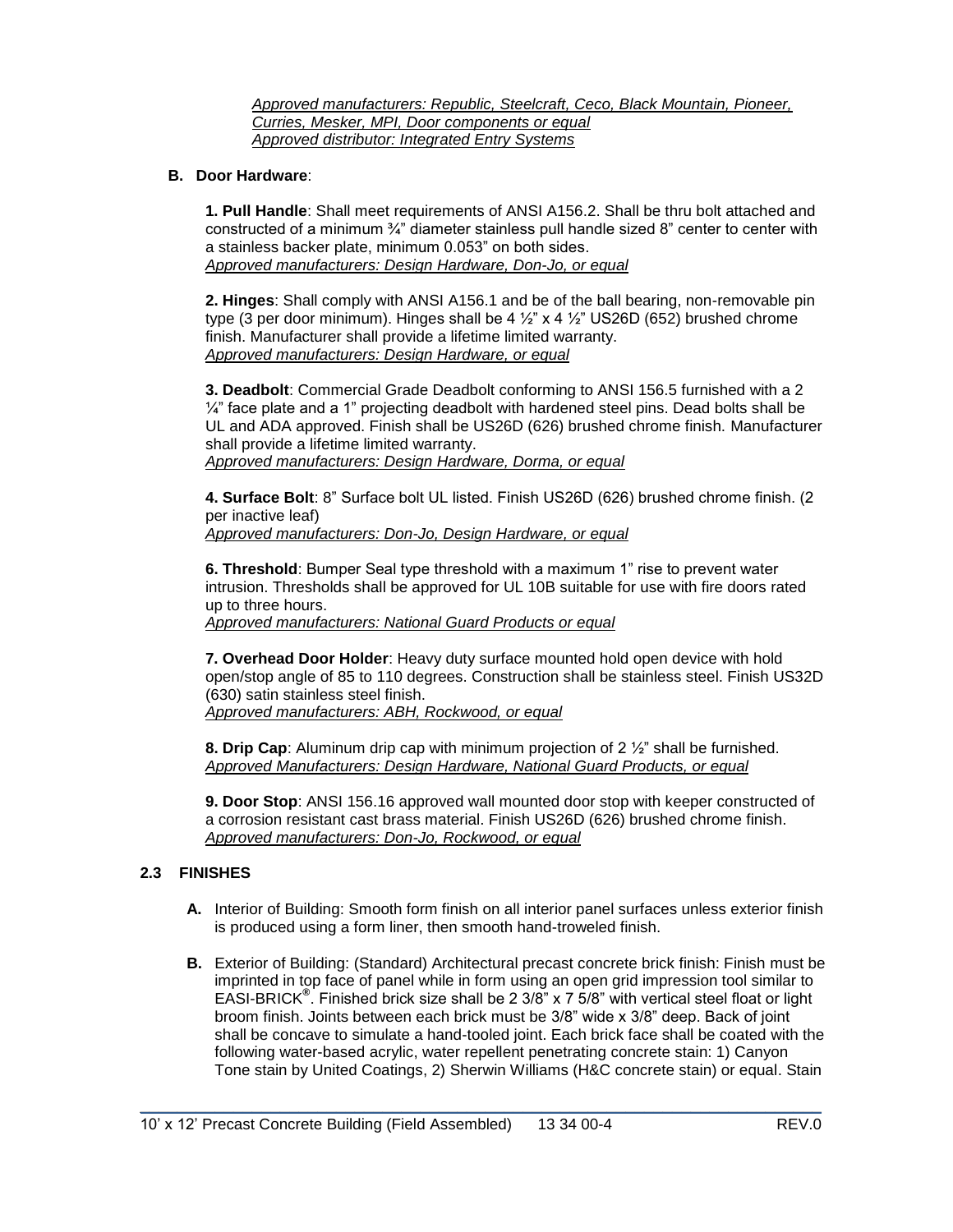*Approved manufacturers: Republic, Steelcraft, Ceco, Black Mountain, Pioneer, Curries, Mesker, MPI, Door components or equal*
*Approved distributor: Integrated Entry Systems*

**B. Door Hardware**:

**1. Pull Handle**: Shall meet requirements of ANSI A156.2. Shall be thru bolt attached and constructed of a minimum ¾" diameter stainless pull handle sized 8" center to center with a stainless backer plate, minimum 0.053" on both sides.
*Approved manufacturers: Design Hardware, Don-Jo, or equal*

**2. Hinges**: Shall comply with ANSI A156.1 and be of the ball bearing, non-removable pin type (3 per door minimum). Hinges shall be 4 ½" x 4 ½" US26D (652) brushed chrome finish. Manufacturer shall provide a lifetime limited warranty.
*Approved manufacturers: Design Hardware, or equal*

**3. Deadbolt**: Commercial Grade Deadbolt conforming to ANSI 156.5 furnished with a 2 ¼" face plate and a 1" projecting deadbolt with hardened steel pins. Dead bolts shall be UL and ADA approved. Finish shall be US26D (626) brushed chrome finish. Manufacturer shall provide a lifetime limited warranty.
*Approved manufacturers: Design Hardware, Dorma, or equal*

**4. Surface Bolt**: 8" Surface bolt UL listed. Finish US26D (626) brushed chrome finish. (2 per inactive leaf)
*Approved manufacturers: Don-Jo, Design Hardware, or equal*

**6. Threshold**: Bumper Seal type threshold with a maximum 1" rise to prevent water intrusion. Thresholds shall be approved for UL 10B suitable for use with fire doors rated up to three hours.
*Approved manufacturers: National Guard Products or equal*

**7. Overhead Door Holder**: Heavy duty surface mounted hold open device with hold open/stop angle of 85 to 110 degrees. Construction shall be stainless steel. Finish US32D (630) satin stainless steel finish.
*Approved manufacturers: ABH, Rockwood, or equal*

**8. Drip Cap**: Aluminum drip cap with minimum projection of 2 ½" shall be furnished.
*Approved Manufacturers: Design Hardware, National Guard Products, or equal*

**9. Door Stop**: ANSI 156.16 approved wall mounted door stop with keeper constructed of a corrosion resistant cast brass material. Finish US26D (626) brushed chrome finish.
*Approved manufacturers: Don-Jo, Rockwood, or equal*

## 2.3 FINISHES

**A.** Interior of Building: Smooth form finish on all interior panel surfaces unless exterior finish is produced using a form liner, then smooth hand-troweled finish.

**B.** Exterior of Building: (Standard) Architectural precast concrete brick finish: Finish must be imprinted in top face of panel while in form using an open grid impression tool similar to EASI-BRICK®. Finished brick size shall be 2 3/8" x 7 5/8" with vertical steel float or light broom finish. Joints between each brick must be 3/8" wide x 3/8" deep. Back of joint shall be concave to simulate a hand-tooled joint. Each brick face shall be coated with the following water-based acrylic, water repellent penetrating concrete stain: 1) Canyon Tone stain by United Coatings, 2) Sherwin Williams (H&C concrete stain) or equal. Stain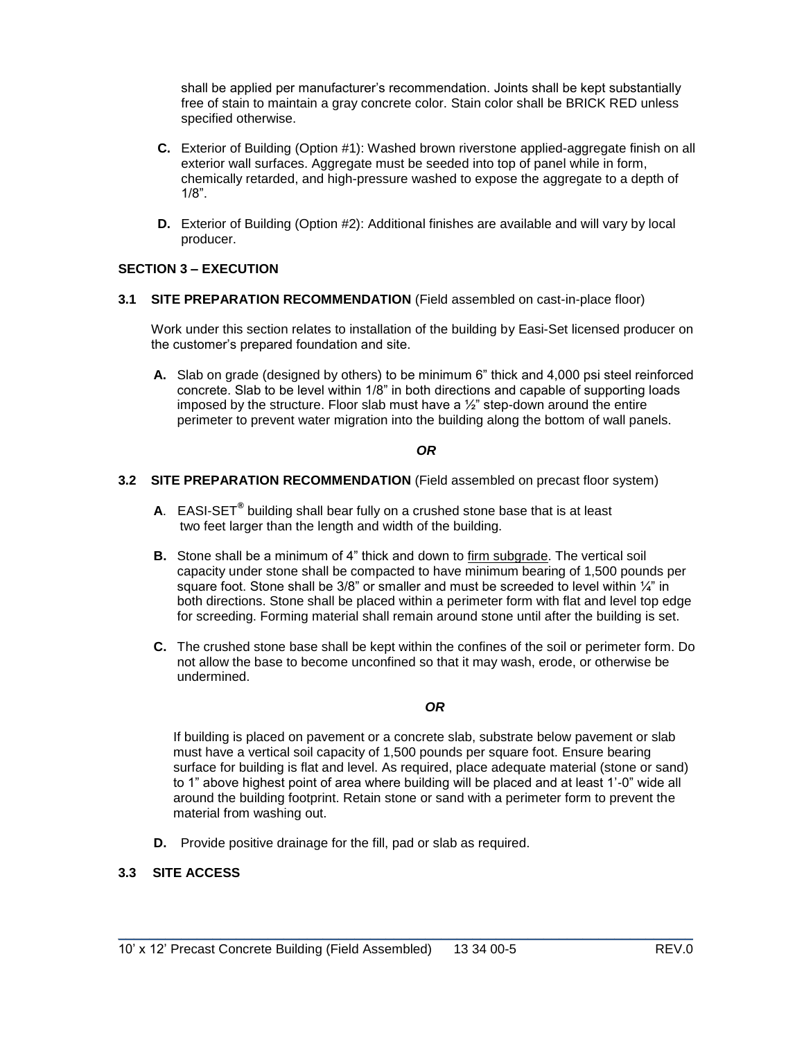shall be applied per manufacturer's recommendation. Joints shall be kept substantially free of stain to maintain a gray concrete color. Stain color shall be BRICK RED unless specified otherwise.

**C.** Exterior of Building (Option #1): Washed brown riverstone applied-aggregate finish on all exterior wall surfaces. Aggregate must be seeded into top of panel while in form, chemically retarded, and high-pressure washed to expose the aggregate to a depth of 1/8".

**D.** Exterior of Building (Option #2): Additional finishes are available and will vary by local producer.

## SECTION 3 – EXECUTION

### 3.1 SITE PREPARATION RECOMMENDATION (Field assembled on cast-in-place floor)

Work under this section relates to installation of the building by Easi-Set licensed producer on the customer's prepared foundation and site.

**A.** Slab on grade (designed by others) to be minimum 6" thick and 4,000 psi steel reinforced concrete. Slab to be level within 1/8" in both directions and capable of supporting loads imposed by the structure. Floor slab must have a ½" step-down around the entire perimeter to prevent water migration into the building along the bottom of wall panels.

***OR***

### 3.2 SITE PREPARATION RECOMMENDATION (Field assembled on precast floor system)

**A**. EASI-SET® building shall bear fully on a crushed stone base that is at least two feet larger than the length and width of the building.

**B.** Stone shall be a minimum of 4" thick and down to firm subgrade. The vertical soil capacity under stone shall be compacted to have minimum bearing of 1,500 pounds per square foot. Stone shall be 3/8" or smaller and must be screeded to level within ¼" in both directions. Stone shall be placed within a perimeter form with flat and level top edge for screeding. Forming material shall remain around stone until after the building is set.

**C.** The crushed stone base shall be kept within the confines of the soil or perimeter form. Do not allow the base to become unconfined so that it may wash, erode, or otherwise be undermined.

***OR***

If building is placed on pavement or a concrete slab, substrate below pavement or slab must have a vertical soil capacity of 1,500 pounds per square foot. Ensure bearing surface for building is flat and level. As required, place adequate material (stone or sand) to 1" above highest point of area where building will be placed and at least 1'-0" wide all around the building footprint. Retain stone or sand with a perimeter form to prevent the material from washing out.

**D.** Provide positive drainage for the fill, pad or slab as required.

### 3.3 SITE ACCESS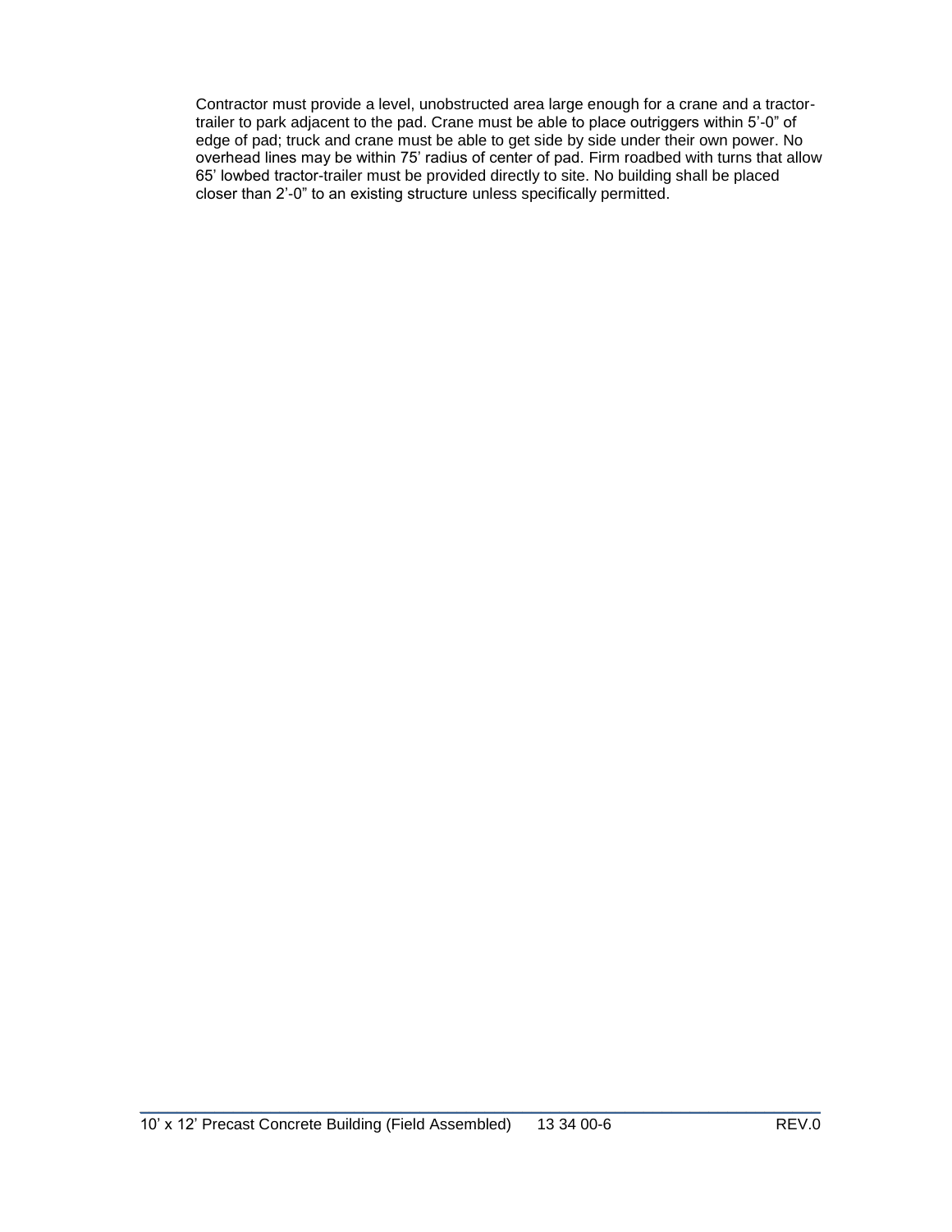Contractor must provide a level, unobstructed area large enough for a crane and a tractor-trailer to park adjacent to the pad. Crane must be able to place outriggers within 5’-0” of edge of pad; truck and crane must be able to get side by side under their own power. No overhead lines may be within 75’ radius of center of pad. Firm roadbed with turns that allow 65’ lowbed tractor-trailer must be provided directly to site. No building shall be placed closer than 2’-0” to an existing structure unless specifically permitted.